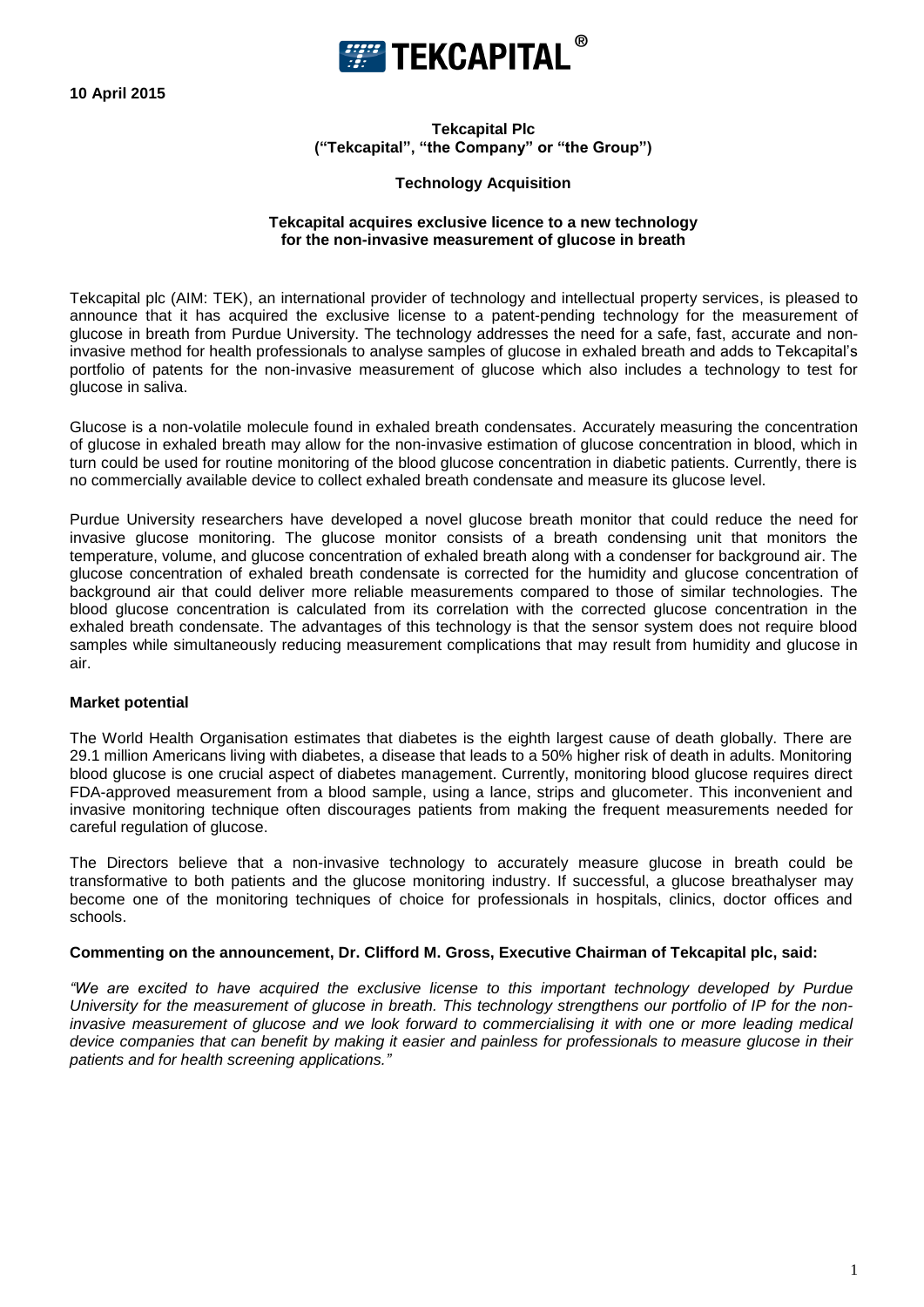**10 April 2015**

**Tekcapital Plc**
**("Tekcapital", "the Company" or "the Group")**

**Technology Acquisition**

**Tekcapital acquires exclusive licence to a new technology for the non-invasive measurement of glucose in breath**

Tekcapital plc (AIM: TEK), an international provider of technology and intellectual property services, is pleased to announce that it has acquired the exclusive license to a patent-pending technology for the measurement of glucose in breath from Purdue University. The technology addresses the need for a safe, fast, accurate and non-invasive method for health professionals to analyse samples of glucose in exhaled breath and adds to Tekcapital's portfolio of patents for the non-invasive measurement of glucose which also includes a technology to test for glucose in saliva.

Glucose is a non-volatile molecule found in exhaled breath condensates. Accurately measuring the concentration of glucose in exhaled breath may allow for the non-invasive estimation of glucose concentration in blood, which in turn could be used for routine monitoring of the blood glucose concentration in diabetic patients. Currently, there is no commercially available device to collect exhaled breath condensate and measure its glucose level.

Purdue University researchers have developed a novel glucose breath monitor that could reduce the need for invasive glucose monitoring. The glucose monitor consists of a breath condensing unit that monitors the temperature, volume, and glucose concentration of exhaled breath along with a condenser for background air. The glucose concentration of exhaled breath condensate is corrected for the humidity and glucose concentration of background air that could deliver more reliable measurements compared to those of similar technologies. The blood glucose concentration is calculated from its correlation with the corrected glucose concentration in the exhaled breath condensate. The advantages of this technology is that the sensor system does not require blood samples while simultaneously reducing measurement complications that may result from humidity and glucose in air.

**Market potential**

The World Health Organisation estimates that diabetes is the eighth largest cause of death globally. There are 29.1 million Americans living with diabetes, a disease that leads to a 50% higher risk of death in adults. Monitoring blood glucose is one crucial aspect of diabetes management. Currently, monitoring blood glucose requires direct FDA-approved measurement from a blood sample, using a lance, strips and glucometer. This inconvenient and invasive monitoring technique often discourages patients from making the frequent measurements needed for careful regulation of glucose.

The Directors believe that a non-invasive technology to accurately measure glucose in breath could be transformative to both patients and the glucose monitoring industry. If successful, a glucose breathalyser may become one of the monitoring techniques of choice for professionals in hospitals, clinics, doctor offices and schools.

**Commenting on the announcement, Dr. Clifford M. Gross, Executive Chairman of Tekcapital plc, said:**

*"We are excited to have acquired the exclusive license to this important technology developed by Purdue University for the measurement of glucose in breath. This technology strengthens our portfolio of IP for the non-invasive measurement of glucose and we look forward to commercialising it with one or more leading medical device companies that can benefit by making it easier and painless for professionals to measure glucose in their patients and for health screening applications."*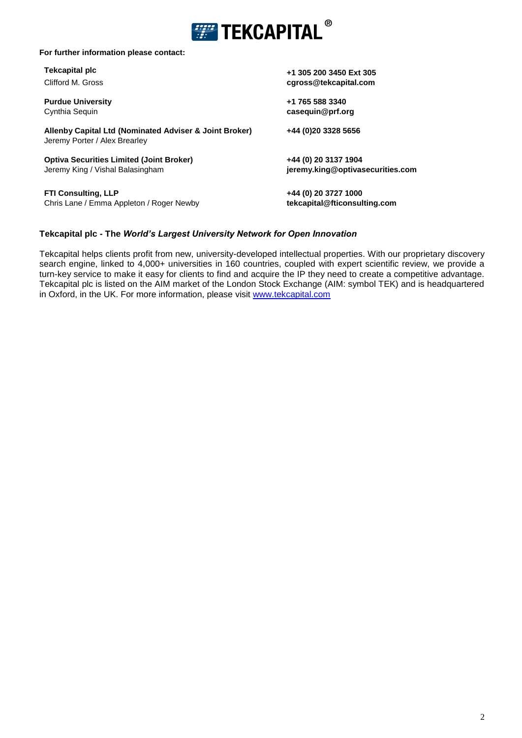**For further information please contact:**

| | |
|---|---|
| **Tekcapital plc**<br>Clifford M. Gross | **+1 305 200 3450 Ext 305**<br>**cgross@tekcapital.com** |
| **Purdue University**<br>Cynthia Sequin | **+1 765 588 3340**<br>**casequin@prf.org** |
| **Allenby Capital Ltd (Nominated Adviser & Joint Broker)**<br>Jeremy Porter / Alex Brearley | **+44 (0)20 3328 5656** |
| **Optiva Securities Limited (Joint Broker)**<br>Jeremy King / Vishal Balasingham | **+44 (0) 20 3137 1904**<br>**jeremy.king@optivasecurities.com** |
| **FTI Consulting, LLP**<br>Chris Lane / Emma Appleton / Roger Newby | **+44 (0) 20 3727 1000**<br>**tekcapital@fticonsulting.com** |

**Tekcapital plc - The *World's Largest University Network for Open Innovation***

Tekcapital helps clients profit from new, university-developed intellectual properties. With our proprietary discovery search engine, linked to 4,000+ universities in 160 countries, coupled with expert scientific review, we provide a turn-key service to make it easy for clients to find and acquire the IP they need to create a competitive advantage. Tekcapital plc is listed on the AIM market of the London Stock Exchange (AIM: symbol TEK) and is headquartered in Oxford, in the UK. For more information, please visit www.tekcapital.com